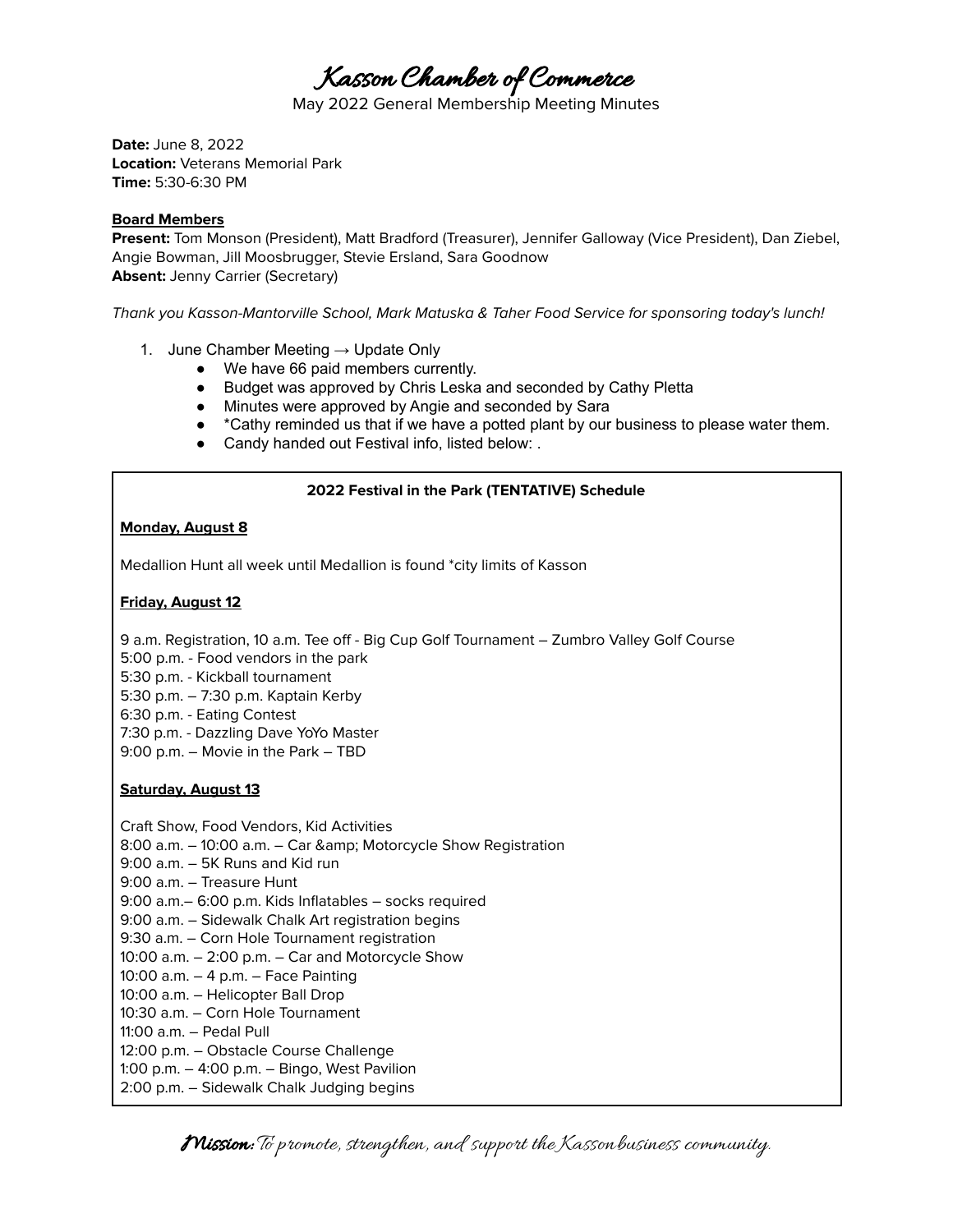# Kasson Chamber of Commerce

May 2022 General Membership Meeting Minutes

**Date:** June 8, 2022
**Location:** Veterans Memorial Park
**Time:** 5:30-6:30 PM

**Board Members**
**Present:** Tom Monson (President), Matt Bradford (Treasurer), Jennifer Galloway (Vice President), Dan Ziebel, Angie Bowman, Jill Moosbrugger, Stevie Ersland, Sara Goodnow
**Absent:** Jenny Carrier (Secretary)

*Thank you Kasson-Mantorville School, Mark Matuska & Taher Food Service for sponsoring today's lunch!*

1. June Chamber Meeting → Update Only
   - We have 66 paid members currently.
   - Budget was approved by Chris Leska and seconded by Cathy Pletta
   - Minutes were approved by Angie and seconded by Sara
   - *Cathy reminded us that if we have a potted plant by our business to please water them.
   - Candy handed out Festival info, listed below: .

**2022 Festival in the Park (TENTATIVE) Schedule**

**Monday, August 8**

Medallion Hunt all week until Medallion is found *city limits of Kasson

**Friday, August 12**

9 a.m. Registration, 10 a.m. Tee off - Big Cup Golf Tournament – Zumbro Valley Golf Course
5:00 p.m. - Food vendors in the park
5:30 p.m. - Kickball tournament
5:30 p.m. – 7:30 p.m. Kaptain Kerby
6:30 p.m. - Eating Contest
7:30 p.m. - Dazzling Dave YoYo Master
9:00 p.m. – Movie in the Park – TBD

**Saturday, August 13**

Craft Show, Food Vendors, Kid Activities
8:00 a.m. – 10:00 a.m. – Car &amp; Motorcycle Show Registration
9:00 a.m. – 5K Runs and Kid run
9:00 a.m. – Treasure Hunt
9:00 a.m.– 6:00 p.m. Kids Inflatables – socks required
9:00 a.m. – Sidewalk Chalk Art registration begins
9:30 a.m. – Corn Hole Tournament registration
10:00 a.m. – 2:00 p.m. – Car and Motorcycle Show
10:00 a.m. – 4 p.m. – Face Painting
10:00 a.m. – Helicopter Ball Drop
10:30 a.m. – Corn Hole Tournament
11:00 a.m. – Pedal Pull
12:00 p.m. – Obstacle Course Challenge
1:00 p.m. – 4:00 p.m. – Bingo, West Pavilion
2:00 p.m. – Sidewalk Chalk Judging begins

*Mission: To promote, strengthen, and support the Kasson business community.*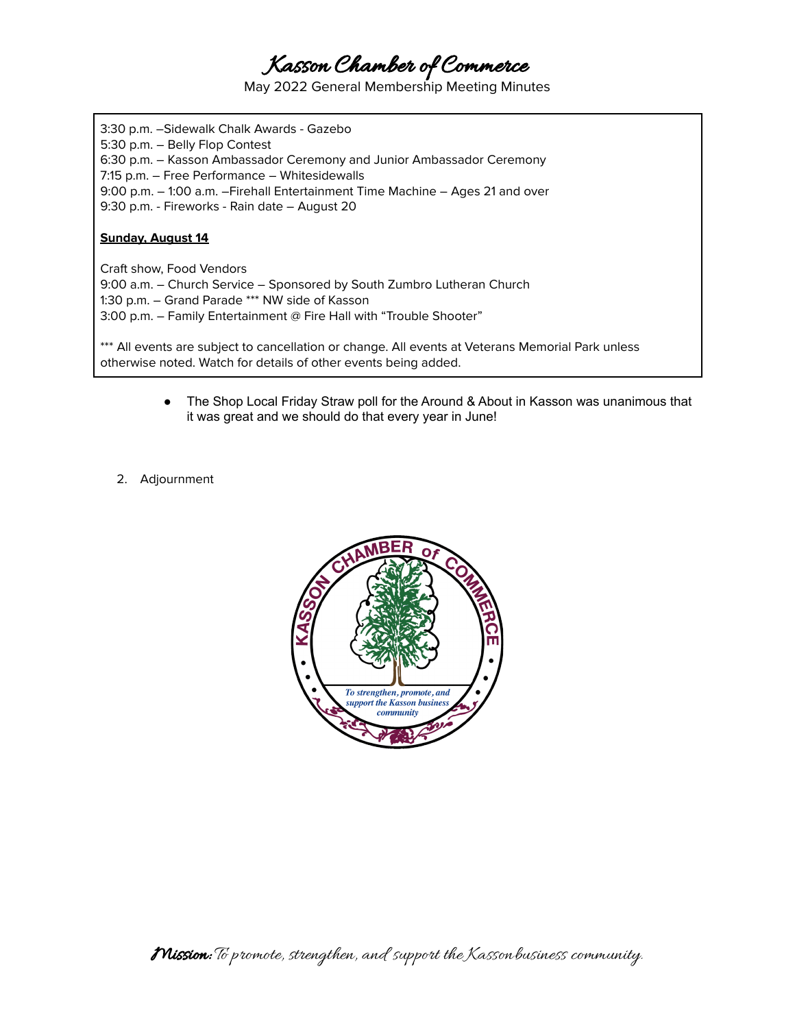# Kasson Chamber of Commerce

May 2022 General Membership Meeting Minutes

3:30 p.m. –Sidewalk Chalk Awards - Gazebo
5:30 p.m. – Belly Flop Contest
6:30 p.m. – Kasson Ambassador Ceremony and Junior Ambassador Ceremony
7:15 p.m. – Free Performance – Whitesidewalls
9:00 p.m. – 1:00 a.m. –Firehall Entertainment Time Machine – Ages 21 and over
9:30 p.m. - Fireworks - Rain date – August 20

**Sunday, August 14**

Craft show, Food Vendors
9:00 a.m. – Church Service – Sponsored by South Zumbro Lutheran Church
1:30 p.m. – Grand Parade *** NW side of Kasson
3:00 p.m. – Family Entertainment @ Fire Hall with "Trouble Shooter"

*** All events are subject to cancellation or change. All events at Veterans Memorial Park unless otherwise noted. Watch for details of other events being added.

- The Shop Local Friday Straw poll for the Around & About in Kasson was unanimous that it was great and we should do that every year in June!

2. Adjournment

KASSON CHAMBER of COMMERCE

To strengthen, promote, and support the Kasson business community

***Mission:*** *To promote, strengthen, and support the Kasson business community.*